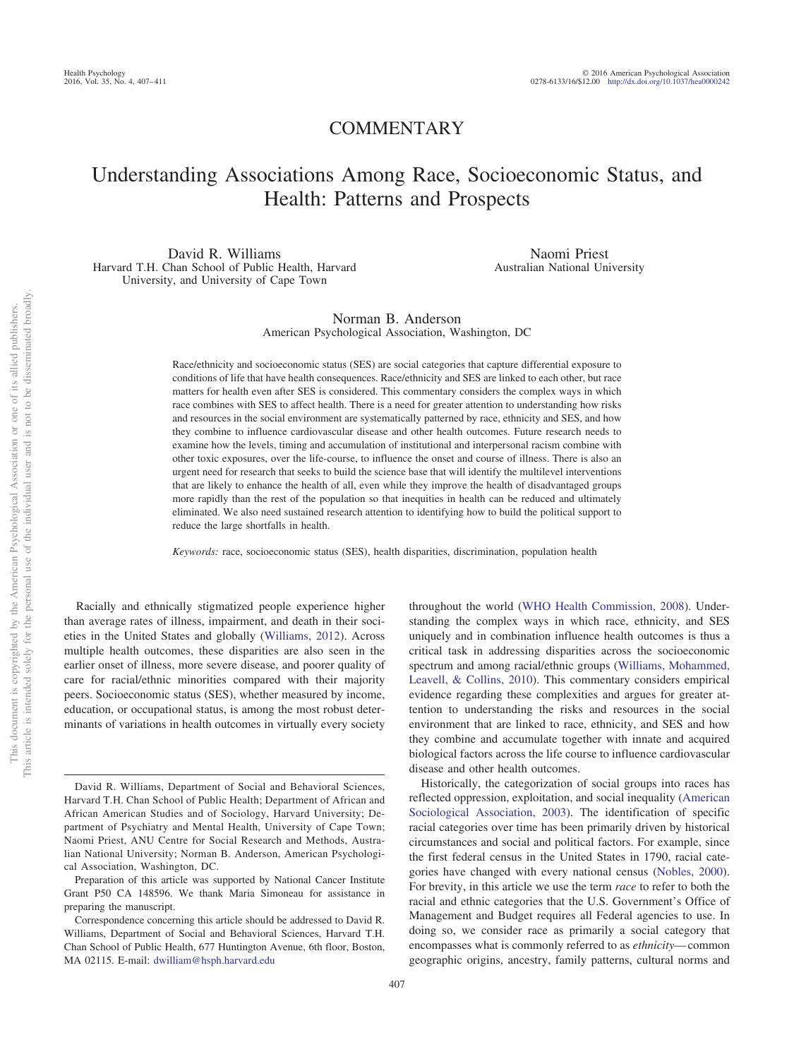# COMMENTARY

# Understanding Associations Among Race, Socioeconomic Status, and Health: Patterns and Prospects

David R. Williams
Harvard T.H. Chan School of Public Health, Harvard University, and University of Cape Town

Naomi Priest
Australian National University

Norman B. Anderson
American Psychological Association, Washington, DC

Race/ethnicity and socioeconomic status (SES) are social categories that capture differential exposure to conditions of life that have health consequences. Race/ethnicity and SES are linked to each other, but race matters for health even after SES is considered. This commentary considers the complex ways in which race combines with SES to affect health. There is a need for greater attention to understanding how risks and resources in the social environment are systematically patterned by race, ethnicity and SES, and how they combine to influence cardiovascular disease and other health outcomes. Future research needs to examine how the levels, timing and accumulation of institutional and interpersonal racism combine with other toxic exposures, over the life-course, to influence the onset and course of illness. There is also an urgent need for research that seeks to build the science base that will identify the multilevel interventions that are likely to enhance the health of all, even while they improve the health of disadvantaged groups more rapidly than the rest of the population so that inequities in health can be reduced and ultimately eliminated. We also need sustained research attention to identifying how to build the political support to reduce the large shortfalls in health.

*Keywords:* race, socioeconomic status (SES), health disparities, discrimination, population health

Racially and ethnically stigmatized people experience higher than average rates of illness, impairment, and death in their societies in the United States and globally (Williams, 2012). Across multiple health outcomes, these disparities are also seen in the earlier onset of illness, more severe disease, and poorer quality of care for racial/ethnic minorities compared with their majority peers. Socioeconomic status (SES), whether measured by income, education, or occupational status, is among the most robust determinants of variations in health outcomes in virtually every society throughout the world (WHO Health Commission, 2008). Understanding the complex ways in which race, ethnicity, and SES uniquely and in combination influence health outcomes is thus a critical task in addressing disparities across the socioeconomic spectrum and among racial/ethnic groups (Williams, Mohammed, Leavell, & Collins, 2010). This commentary considers empirical evidence regarding these complexities and argues for greater attention to understanding the risks and resources in the social environment that are linked to race, ethnicity, and SES and how they combine and accumulate together with innate and acquired biological factors across the life course to influence cardiovascular disease and other health outcomes.

Historically, the categorization of social groups into races has reflected oppression, exploitation, and social inequality (American Sociological Association, 2003). The identification of specific racial categories over time has been primarily driven by historical circumstances and social and political factors. For example, since the first federal census in the United States in 1790, racial categories have changed with every national census (Nobles, 2000). For brevity, in this article we use the term *race* to refer to both the racial and ethnic categories that the U.S. Government's Office of Management and Budget requires all Federal agencies to use. In doing so, we consider race as primarily a social category that encompasses what is commonly referred to as *ethnicity*—common geographic origins, ancestry, family patterns, cultural norms and

---

David R. Williams, Department of Social and Behavioral Sciences, Harvard T.H. Chan School of Public Health; Department of African and African American Studies and of Sociology, Harvard University; Department of Psychiatry and Mental Health, University of Cape Town; Naomi Priest, ANU Centre for Social Research and Methods, Australian National University; Norman B. Anderson, American Psychological Association, Washington, DC.

Preparation of this article was supported by National Cancer Institute Grant P50 CA 148596. We thank Maria Simoneau for assistance in preparing the manuscript.

Correspondence concerning this article should be addressed to David R. Williams, Department of Social and Behavioral Sciences, Harvard T.H. Chan School of Public Health, 677 Huntington Avenue, 6th floor, Boston, MA 02115. E-mail: dwilliam@hsph.harvard.edu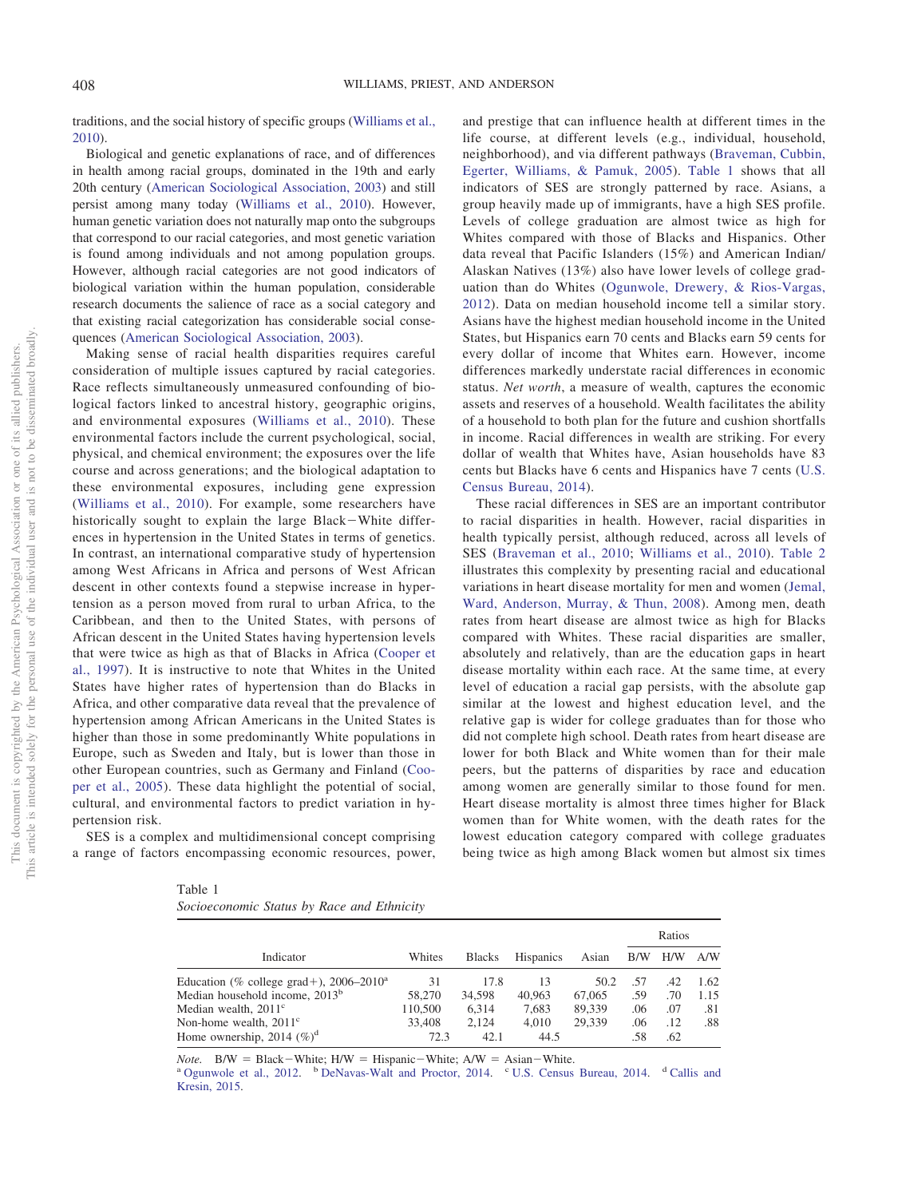traditions, and the social history of specific groups (Williams et al., 2010).

Biological and genetic explanations of race, and of differences in health among racial groups, dominated in the 19th and early 20th century (American Sociological Association, 2003) and still persist among many today (Williams et al., 2010). However, human genetic variation does not naturally map onto the subgroups that correspond to our racial categories, and most genetic variation is found among individuals and not among population groups. However, although racial categories are not good indicators of biological variation within the human population, considerable research documents the salience of race as a social category and that existing racial categorization has considerable social consequences (American Sociological Association, 2003).

Making sense of racial health disparities requires careful consideration of multiple issues captured by racial categories. Race reflects simultaneously unmeasured confounding of biological factors linked to ancestral history, geographic origins, and environmental exposures (Williams et al., 2010). These environmental factors include the current psychological, social, physical, and chemical environment; the exposures over the life course and across generations; and the biological adaptation to these environmental exposures, including gene expression (Williams et al., 2010). For example, some researchers have historically sought to explain the large Black−White differences in hypertension in the United States in terms of genetics. In contrast, an international comparative study of hypertension among West Africans in Africa and persons of West African descent in other contexts found a stepwise increase in hypertension as a person moved from rural to urban Africa, to the Caribbean, and then to the United States, with persons of African descent in the United States having hypertension levels that were twice as high as that of Blacks in Africa (Cooper et al., 1997). It is instructive to note that Whites in the United States have higher rates of hypertension than do Blacks in Africa, and other comparative data reveal that the prevalence of hypertension among African Americans in the United States is higher than those in some predominantly White populations in Europe, such as Sweden and Italy, but is lower than those in other European countries, such as Germany and Finland (Cooper et al., 2005). These data highlight the potential of social, cultural, and environmental factors to predict variation in hypertension risk.

SES is a complex and multidimensional concept comprising a range of factors encompassing economic resources, power, and prestige that can influence health at different times in the life course, at different levels (e.g., individual, household, neighborhood), and via different pathways (Braveman, Cubbin, Egerter, Williams, & Pamuk, 2005). Table 1 shows that all indicators of SES are strongly patterned by race. Asians, a group heavily made up of immigrants, have a high SES profile. Levels of college graduation are almost twice as high for Whites compared with those of Blacks and Hispanics. Other data reveal that Pacific Islanders (15%) and American Indian/Alaskan Natives (13%) also have lower levels of college graduation than do Whites (Ogunwole, Drewery, & Rios-Vargas, 2012). Data on median household income tell a similar story. Asians have the highest median household income in the United States, but Hispanics earn 70 cents and Blacks earn 59 cents for every dollar of income that Whites earn. However, income differences markedly understate racial differences in economic status. *Net worth*, a measure of wealth, captures the economic assets and reserves of a household. Wealth facilitates the ability of a household to both plan for the future and cushion shortfalls in income. Racial differences in wealth are striking. For every dollar of wealth that Whites have, Asian households have 83 cents but Blacks have 6 cents and Hispanics have 7 cents (U.S. Census Bureau, 2014).

These racial differences in SES are an important contributor to racial disparities in health. However, racial disparities in health typically persist, although reduced, across all levels of SES (Braveman et al., 2010; Williams et al., 2010). Table 2 illustrates this complexity by presenting racial and educational variations in heart disease mortality for men and women (Jemal, Ward, Anderson, Murray, & Thun, 2008). Among men, death rates from heart disease are almost twice as high for Blacks compared with Whites. These racial disparities are smaller, absolutely and relatively, than are the education gaps in heart disease mortality within each race. At the same time, at every level of education a racial gap persists, with the absolute gap similar at the lowest and highest education level, and the relative gap is wider for college graduates than for those who did not complete high school. Death rates from heart disease are lower for both Black and White women than for their male peers, but the patterns of disparities by race and education among women are generally similar to those found for men. Heart disease mortality is almost three times higher for Black women than for White women, with the death rates for the lowest education category compared with college graduates being twice as high among Black women but almost six times

Table 1
*Socioeconomic Status by Race and Ethnicity*

| Indicator | Whites | Blacks | Hispanics | Asian | Ratios | | |
|---|---|---|---|---|---|---|---|
| | | | | | B/W | H/W | A/W |
| Education (% college grad+), 2006–2010[a] | 31 | 17.8 | 13 | 50.2 | .57 | .42 | 1.62 |
| Median household income, 2013[b] | 58,270 | 34,598 | 40,963 | 67,065 | .59 | .70 | 1.15 |
| Median wealth, 2011[c] | 110,500 | 6,314 | 7,683 | 89,339 | .06 | .07 | .81 |
| Non-home wealth, 2011[c] | 33,408 | 2,124 | 4,010 | 29,339 | .06 | .12 | .88 |
| Home ownership, 2014 (%)[d] | 72.3 | 42.1 | 44.5 | | .58 | .62 | |

*Note.* B/W = Black−White; H/W = Hispanic−White; A/W = Asian−White.
[a] Ogunwole et al., 2012. [b] DeNavas-Walt and Proctor, 2014. [c] U.S. Census Bureau, 2014. [d] Callis and Kresin, 2015.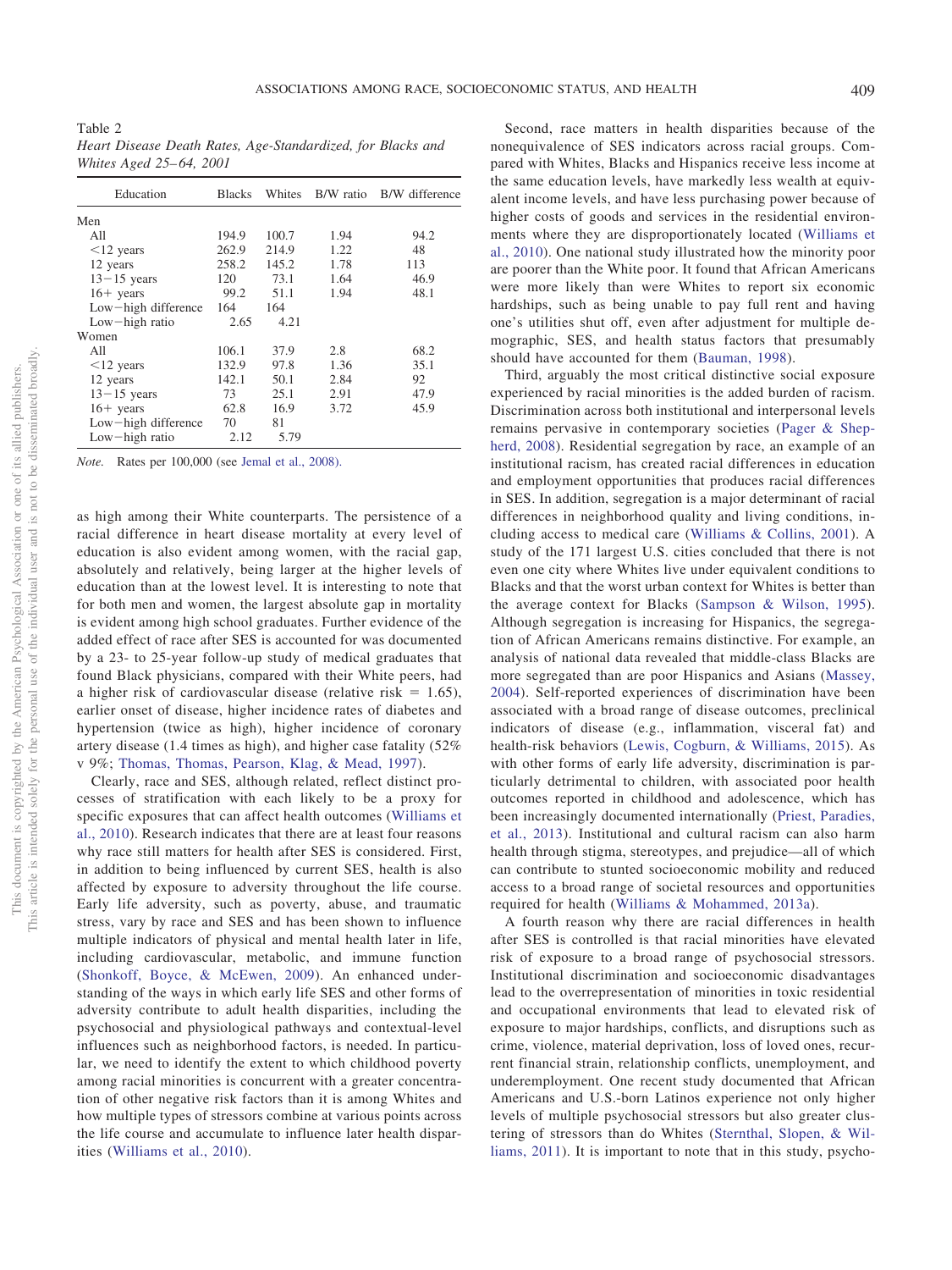Table 2
*Heart Disease Death Rates, Age-Standardized, for Blacks and Whites Aged 25–64, 2001*

| Education | Blacks | Whites | B/W ratio | B/W difference |
|---|---|---|---|---|
| Men | | | | |
| All | 194.9 | 100.7 | 1.94 | 94.2 |
| <12 years | 262.9 | 214.9 | 1.22 | 48 |
| 12 years | 258.2 | 145.2 | 1.78 | 113 |
| 13−15 years | 120 | 73.1 | 1.64 | 46.9 |
| 16+ years | 99.2 | 51.1 | 1.94 | 48.1 |
| Low−high difference | 164 | 164 | | |
| Low−high ratio | 2.65 | 4.21 | | |
| Women | | | | |
| All | 106.1 | 37.9 | 2.8 | 68.2 |
| <12 years | 132.9 | 97.8 | 1.36 | 35.1 |
| 12 years | 142.1 | 50.1 | 2.84 | 92 |
| 13−15 years | 73 | 25.1 | 2.91 | 47.9 |
| 16+ years | 62.8 | 16.9 | 3.72 | 45.9 |
| Low−high difference | 70 | 81 | | |
| Low−high ratio | 2.12 | 5.79 | | |

*Note.* Rates per 100,000 (see Jemal et al., 2008).

as high among their White counterparts. The persistence of a racial difference in heart disease mortality at every level of education is also evident among women, with the racial gap, absolutely and relatively, being larger at the higher levels of education than at the lowest level. It is interesting to note that for both men and women, the largest absolute gap in mortality is evident among high school graduates. Further evidence of the added effect of race after SES is accounted for was documented by a 23- to 25-year follow-up study of medical graduates that found Black physicians, compared with their White peers, had a higher risk of cardiovascular disease (relative risk = 1.65), earlier onset of disease, higher incidence rates of diabetes and hypertension (twice as high), higher incidence of coronary artery disease (1.4 times as high), and higher case fatality (52% v 9%; Thomas, Thomas, Pearson, Klag, & Mead, 1997).

Clearly, race and SES, although related, reflect distinct processes of stratification with each likely to be a proxy for specific exposures that can affect health outcomes (Williams et al., 2010). Research indicates that there are at least four reasons why race still matters for health after SES is considered. First, in addition to being influenced by current SES, health is also affected by exposure to adversity throughout the life course. Early life adversity, such as poverty, abuse, and traumatic stress, vary by race and SES and has been shown to influence multiple indicators of physical and mental health later in life, including cardiovascular, metabolic, and immune function (Shonkoff, Boyce, & McEwen, 2009). An enhanced understanding of the ways in which early life SES and other forms of adversity contribute to adult health disparities, including the psychosocial and physiological pathways and contextual-level influences such as neighborhood factors, is needed. In particular, we need to identify the extent to which childhood poverty among racial minorities is concurrent with a greater concentration of other negative risk factors than it is among Whites and how multiple types of stressors combine at various points across the life course and accumulate to influence later health disparities (Williams et al., 2010).

Second, race matters in health disparities because of the nonequivalence of SES indicators across racial groups. Compared with Whites, Blacks and Hispanics receive less income at the same education levels, have markedly less wealth at equivalent income levels, and have less purchasing power because of higher costs of goods and services in the residential environments where they are disproportionately located (Williams et al., 2010). One national study illustrated how the minority poor are poorer than the White poor. It found that African Americans were more likely than were Whites to report six economic hardships, such as being unable to pay full rent and having one's utilities shut off, even after adjustment for multiple demographic, SES, and health status factors that presumably should have accounted for them (Bauman, 1998).

Third, arguably the most critical distinctive social exposure experienced by racial minorities is the added burden of racism. Discrimination across both institutional and interpersonal levels remains pervasive in contemporary societies (Pager & Shepherd, 2008). Residential segregation by race, an example of an institutional racism, has created racial differences in education and employment opportunities that produces racial differences in SES. In addition, segregation is a major determinant of racial differences in neighborhood quality and living conditions, including access to medical care (Williams & Collins, 2001). A study of the 171 largest U.S. cities concluded that there is not even one city where Whites live under equivalent conditions to Blacks and that the worst urban context for Whites is better than the average context for Blacks (Sampson & Wilson, 1995). Although segregation is increasing for Hispanics, the segregation of African Americans remains distinctive. For example, an analysis of national data revealed that middle-class Blacks are more segregated than are poor Hispanics and Asians (Massey, 2004). Self-reported experiences of discrimination have been associated with a broad range of disease outcomes, preclinical indicators of disease (e.g., inflammation, visceral fat) and health-risk behaviors (Lewis, Cogburn, & Williams, 2015). As with other forms of early life adversity, discrimination is particularly detrimental to children, with associated poor health outcomes reported in childhood and adolescence, which has been increasingly documented internationally (Priest, Paradies, et al., 2013). Institutional and cultural racism can also harm health through stigma, stereotypes, and prejudice—all of which can contribute to stunted socioeconomic mobility and reduced access to a broad range of societal resources and opportunities required for health (Williams & Mohammed, 2013a).

A fourth reason why there are racial differences in health after SES is controlled is that racial minorities have elevated risk of exposure to a broad range of psychosocial stressors. Institutional discrimination and socioeconomic disadvantages lead to the overrepresentation of minorities in toxic residential and occupational environments that lead to elevated risk of exposure to major hardships, conflicts, and disruptions such as crime, violence, material deprivation, loss of loved ones, recurrent financial strain, relationship conflicts, unemployment, and underemployment. One recent study documented that African Americans and U.S.-born Latinos experience not only higher levels of multiple psychosocial stressors but also greater clustering of stressors than do Whites (Sternthal, Slopen, & Williams, 2011). It is important to note that in this study, psycho-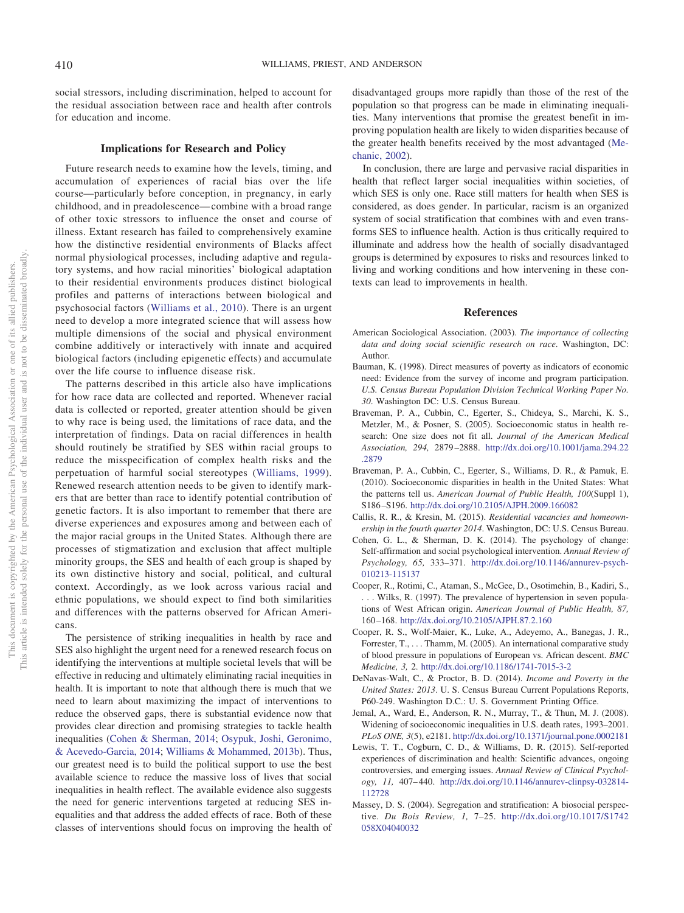social stressors, including discrimination, helped to account for the residual association between race and health after controls for education and income.

## Implications for Research and Policy

Future research needs to examine how the levels, timing, and accumulation of experiences of racial bias over the life course—particularly before conception, in pregnancy, in early childhood, and in preadolescence—combine with a broad range of other toxic stressors to influence the onset and course of illness. Extant research has failed to comprehensively examine how the distinctive residential environments of Blacks affect normal physiological processes, including adaptive and regulatory systems, and how racial minorities' biological adaptation to their residential environments produces distinct biological profiles and patterns of interactions between biological and psychosocial factors (Williams et al., 2010). There is an urgent need to develop a more integrated science that will assess how multiple dimensions of the social and physical environment combine additively or interactively with innate and acquired biological factors (including epigenetic effects) and accumulate over the life course to influence disease risk.

The patterns described in this article also have implications for how race data are collected and reported. Whenever racial data is collected or reported, greater attention should be given to why race is being used, the limitations of race data, and the interpretation of findings. Data on racial differences in health should routinely be stratified by SES within racial groups to reduce the misspecification of complex health risks and the perpetuation of harmful social stereotypes (Williams, 1999). Renewed research attention needs to be given to identify markers that are better than race to identify potential contribution of genetic factors. It is also important to remember that there are diverse experiences and exposures among and between each of the major racial groups in the United States. Although there are processes of stigmatization and exclusion that affect multiple minority groups, the SES and health of each group is shaped by its own distinctive history and social, political, and cultural context. Accordingly, as we look across various racial and ethnic populations, we should expect to find both similarities and differences with the patterns observed for African Americans.

The persistence of striking inequalities in health by race and SES also highlight the urgent need for a renewed research focus on identifying the interventions at multiple societal levels that will be effective in reducing and ultimately eliminating racial inequities in health. It is important to note that although there is much that we need to learn about maximizing the impact of interventions to reduce the observed gaps, there is substantial evidence now that provides clear direction and promising strategies to tackle health inequities (Cohen & Sherman, 2014; Osypuk, Joshi, Geronimo, & Acevedo-Garcia, 2014; Williams & Mohammed, 2013b). Thus, our greatest need is to build the political support to use the best available science to reduce the massive loss of lives that social inequalities in health reflect. The available evidence also suggests the need for generic interventions targeted at reducing SES inequalities and that address the added effects of race. Both of these classes of interventions should focus on improving the health of disadvantaged groups more rapidly than those of the rest of the population so that progress can be made in eliminating inequalities. Many interventions that promise the greatest benefit in improving population health are likely to widen disparities because of the greater health benefits received by the most advantaged (Mechanic, 2002).

In conclusion, there are large and pervasive racial disparities in health that reflect larger social inequalities within societies, of which SES is only one. Race still matters for health when SES is considered, as does gender. In particular, racism is an organized system of social stratification that combines with and even transforms SES to influence health. Action is thus critically required to illuminate and address how the health of socially disadvantaged groups is determined by exposures to risks and resources linked to living and working conditions and how intervening in these contexts can lead to improvements in health.

## References

American Sociological Association. (2003). *The importance of collecting data and doing social scientific research on race*. Washington, DC: Author.

Bauman, K. (1998). Direct measures of poverty as indicators of economic need: Evidence from the survey of income and program participation. *U.S. Census Bureau Population Division Technical Working Paper No. 30*. Washington DC: U.S. Census Bureau.

Braveman, P. A., Cubbin, C., Egerter, S., Chideya, S., Marchi, K. S., Metzler, M., & Posner, S. (2005). Socioeconomic status in health research: One size does not fit all. *Journal of the American Medical Association, 294,* 2879–2888. http://dx.doi.org/10.1001/jama.294.22.2879

Braveman, P. A., Cubbin, C., Egerter, S., Williams, D. R., & Pamuk, E. (2010). Socioeconomic disparities in health in the United States: What the patterns tell us. *American Journal of Public Health, 100*(Suppl 1), S186–S196. http://dx.doi.org/10.2105/AJPH.2009.166082

Callis, R. R., & Kresin, M. (2015). *Residential vacancies and homeownership in the fourth quarter 2014*. Washington, DC: U.S. Census Bureau.

Cohen, G. L., & Sherman, D. K. (2014). The psychology of change: Self-affirmation and social psychological intervention. *Annual Review of Psychology, 65,* 333–371. http://dx.doi.org/10.1146/annurev-psych-010213-115137

Cooper, R., Rotimi, C., Ataman, S., McGee, D., Osotimehin, B., Kadiri, S., . . . Wilks, R. (1997). The prevalence of hypertension in seven populations of West African origin. *American Journal of Public Health, 87,* 160–168. http://dx.doi.org/10.2105/AJPH.87.2.160

Cooper, R. S., Wolf-Maier, K., Luke, A., Adeyemo, A., Banegas, J. R., Forrester, T., . . . Thamm, M. (2005). An international comparative study of blood pressure in populations of European vs. African descent. *BMC Medicine, 3,* 2. http://dx.doi.org/10.1186/1741-7015-3-2

DeNavas-Walt, C., & Proctor, B. D. (2014). *Income and Poverty in the United States: 2013*. U. S. Census Bureau Current Populations Reports, P60-249. Washington D.C.: U. S. Government Printing Office.

Jemal, A., Ward, E., Anderson, R. N., Murray, T., & Thun, M. J. (2008). Widening of socioeconomic inequalities in U.S. death rates, 1993–2001. *PLoS ONE, 3*(5), e2181. http://dx.doi.org/10.1371/journal.pone.0002181

Lewis, T. T., Cogburn, C. D., & Williams, D. R. (2015). Self-reported experiences of discrimination and health: Scientific advances, ongoing controversies, and emerging issues. *Annual Review of Clinical Psychology, 11,* 407–440. http://dx.doi.org/10.1146/annurev-clinpsy-032814-112728

Massey, D. S. (2004). Segregation and stratification: A biosocial perspective. *Du Bois Review, 1,* 7–25. http://dx.doi.org/10.1017/S1742058X04040032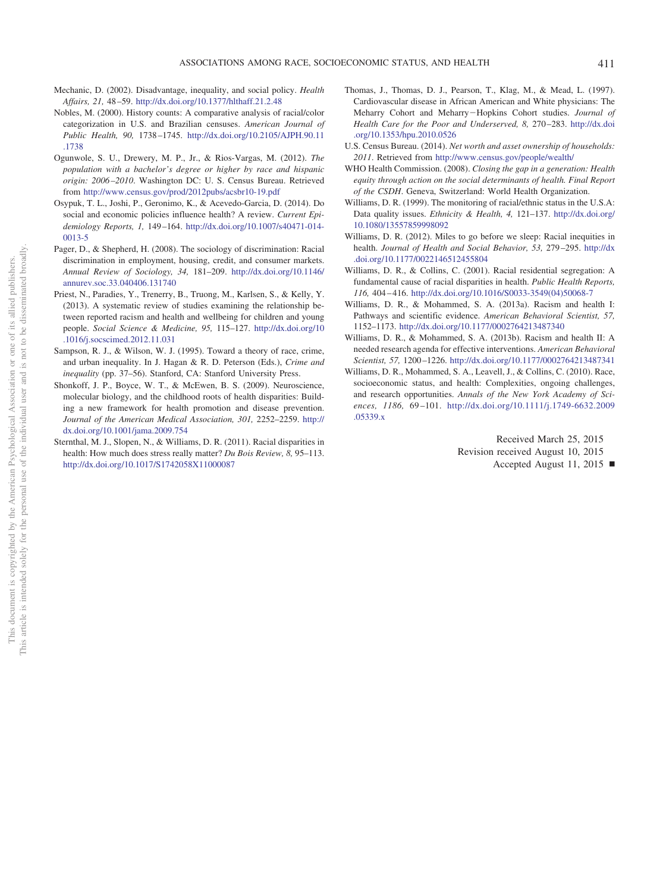Mechanic, D. (2002). Disadvantage, inequality, and social policy. *Health Affairs, 21,* 48–59. http://dx.doi.org/10.1377/hlthaff.21.2.48

Nobles, M. (2000). History counts: A comparative analysis of racial/color categorization in U.S. and Brazilian censuses. *American Journal of Public Health, 90,* 1738–1745. http://dx.doi.org/10.2105/AJPH.90.11.1738

Ogunwole, S. U., Drewery, M. P., Jr., & Rios-Vargas, M. (2012). *The population with a bachelor's degree or higher by race and hispanic origin: 2006–2010.* Washington DC: U. S. Census Bureau. Retrieved from http://www.census.gov/prod/2012pubs/acsbr10-19.pdf

Osypuk, T. L., Joshi, P., Geronimo, K., & Acevedo-Garcia, D. (2014). Do social and economic policies influence health? A review. *Current Epidemiology Reports, 1,* 149–164. http://dx.doi.org/10.1007/s40471-014-0013-5

Pager, D., & Shepherd, H. (2008). The sociology of discrimination: Racial discrimination in employment, housing, credit, and consumer markets. *Annual Review of Sociology, 34,* 181–209. http://dx.doi.org/10.1146/annurev.soc.33.040406.131740

Priest, N., Paradies, Y., Trenerry, B., Truong, M., Karlsen, S., & Kelly, Y. (2013). A systematic review of studies examining the relationship between reported racism and health and wellbeing for children and young people. *Social Science & Medicine, 95,* 115–127. http://dx.doi.org/10.1016/j.socscimed.2012.11.031

Sampson, R. J., & Wilson, W. J. (1995). Toward a theory of race, crime, and urban inequality. In J. Hagan & R. D. Peterson (Eds.), *Crime and inequality* (pp. 37–56). Stanford, CA: Stanford University Press.

Shonkoff, J. P., Boyce, W. T., & McEwen, B. S. (2009). Neuroscience, molecular biology, and the childhood roots of health disparities: Building a new framework for health promotion and disease prevention. *Journal of the American Medical Association, 301,* 2252–2259. http://dx.doi.org/10.1001/jama.2009.754

Sternthal, M. J., Slopen, N., & Williams, D. R. (2011). Racial disparities in health: How much does stress really matter? *Du Bois Review, 8,* 95–113. http://dx.doi.org/10.1017/S1742058X11000087

Thomas, J., Thomas, D. J., Pearson, T., Klag, M., & Mead, L. (1997). Cardiovascular disease in African American and White physicians: The Meharry Cohort and Meharry–Hopkins Cohort studies. *Journal of Health Care for the Poor and Underserved, 8,* 270–283. http://dx.doi.org/10.1353/hpu.2010.0526

U.S. Census Bureau. (2014). *Net worth and asset ownership of households: 2011.* Retrieved from http://www.census.gov/people/wealth/

WHO Health Commission. (2008). *Closing the gap in a generation: Health equity through action on the social determinants of health. Final Report of the CSDH.* Geneva, Switzerland: World Health Organization.

Williams, D. R. (1999). The monitoring of racial/ethnic status in the U.S.A: Data quality issues. *Ethnicity & Health, 4,* 121–137. http://dx.doi.org/10.1080/13557859998092

Williams, D. R. (2012). Miles to go before we sleep: Racial inequities in health. *Journal of Health and Social Behavior, 53,* 279–295. http://dx.doi.org/10.1177/0022146512455804

Williams, D. R., & Collins, C. (2001). Racial residential segregation: A fundamental cause of racial disparities in health. *Public Health Reports, 116,* 404–416. http://dx.doi.org/10.1016/S0033-3549(04)50068-7

Williams, D. R., & Mohammed, S. A. (2013a). Racism and health I: Pathways and scientific evidence. *American Behavioral Scientist, 57,* 1152–1173. http://dx.doi.org/10.1177/0002764213487340

Williams, D. R., & Mohammed, S. A. (2013b). Racism and health II: A needed research agenda for effective interventions. *American Behavioral Scientist, 57,* 1200–1226. http://dx.doi.org/10.1177/0002764213487341

Williams, D. R., Mohammed, S. A., Leavell, J., & Collins, C. (2010). Race, socioeconomic status, and health: Complexities, ongoing challenges, and research opportunities. *Annals of the New York Academy of Sciences, 1186,* 69–101. http://dx.doi.org/10.1111/j.1749-6632.2009.05339.x

Received March 25, 2015
Revision received August 10, 2015
Accepted August 11, 2015 ■